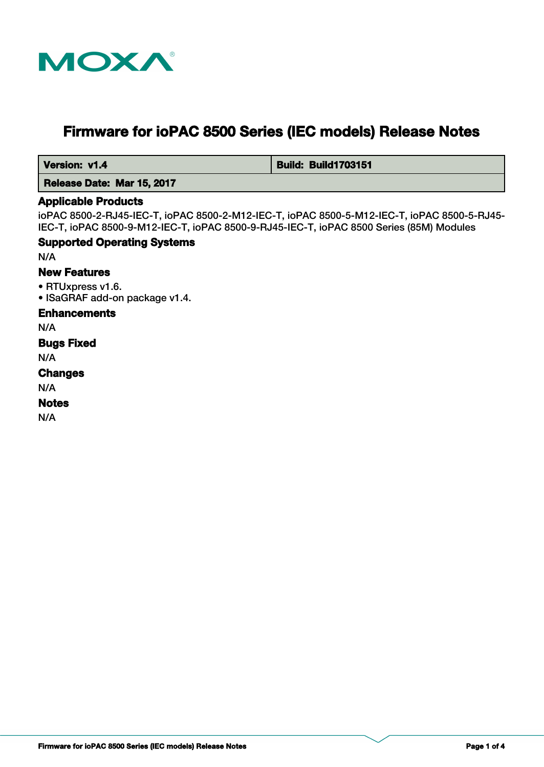# Firmware for ioPAC 8500 Series (IEC models) Release Notes

| **Version: v1.4** | **Build: Build1703151** |
| --- | --- |
| **Release Date: Mar 15, 2017** | |

## Applicable Products

ioPAC 8500-2-RJ45-IEC-T, ioPAC 8500-2-M12-IEC-T, ioPAC 8500-5-M12-IEC-T, ioPAC 8500-5-RJ45-IEC-T, ioPAC 8500-9-M12-IEC-T, ioPAC 8500-9-RJ45-IEC-T, ioPAC 8500 Series (85M) Modules

## Supported Operating Systems

N/A

## New Features

- RTUxpress v1.6.
- ISaGRAF add-on package v1.4.

## Enhancements

N/A

## Bugs Fixed

N/A

## Changes

N/A

## Notes

N/A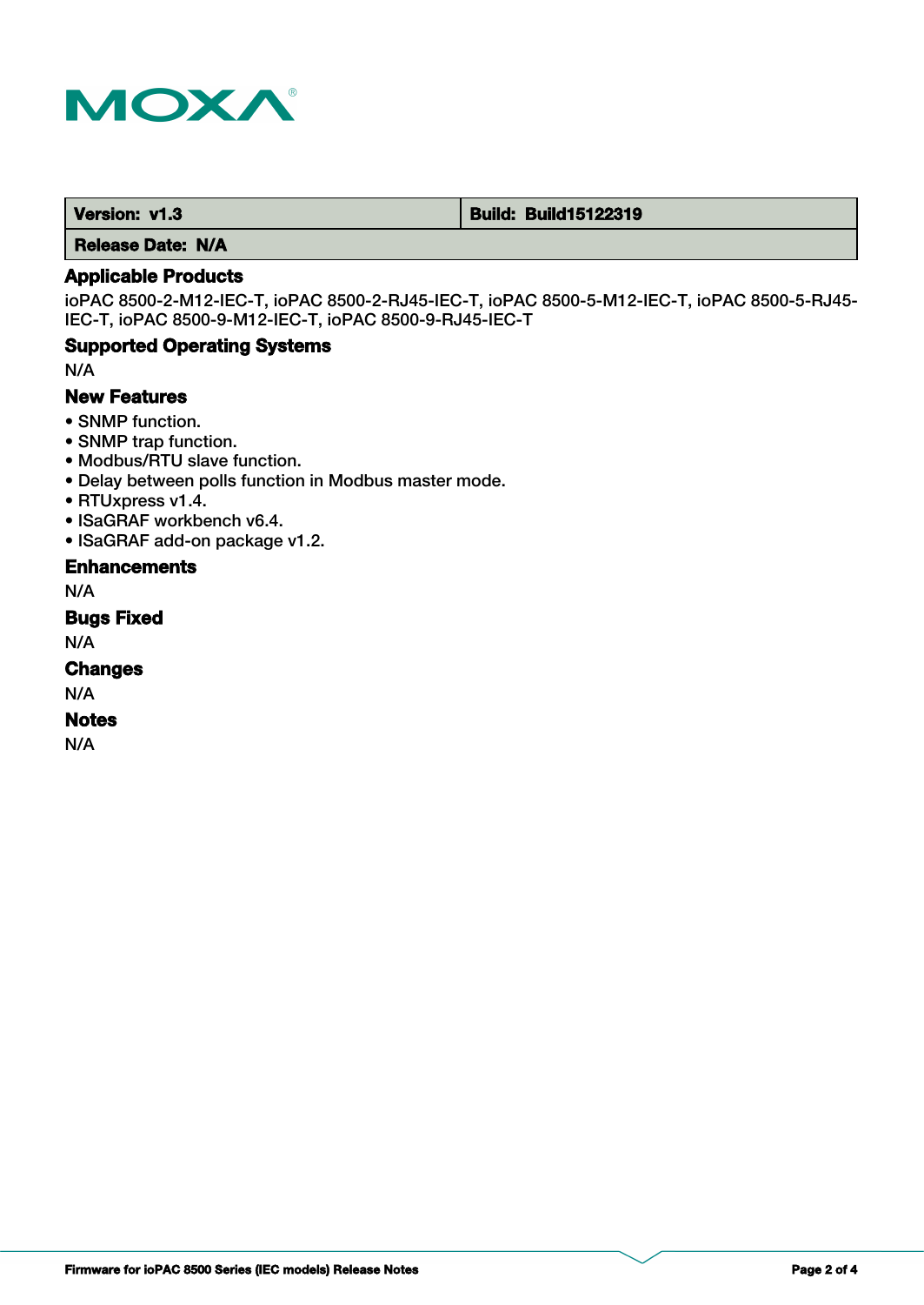| Version: v1.3 | Build: Build15122319 |
| --- | --- |
| Release Date: N/A | |

### Applicable Products

ioPAC 8500-2-M12-IEC-T, ioPAC 8500-2-RJ45-IEC-T, ioPAC 8500-5-M12-IEC-T, ioPAC 8500-5-RJ45-IEC-T, ioPAC 8500-9-M12-IEC-T, ioPAC 8500-9-RJ45-IEC-T

### Supported Operating Systems

N/A

### New Features

- SNMP function.
- SNMP trap function.
- Modbus/RTU slave function.
- Delay between polls function in Modbus master mode.
- RTUxpress v1.4.
- ISaGRAF workbench v6.4.
- ISaGRAF add-on package v1.2.

### Enhancements

N/A

### Bugs Fixed

N/A

### Changes

N/A

### Notes

N/A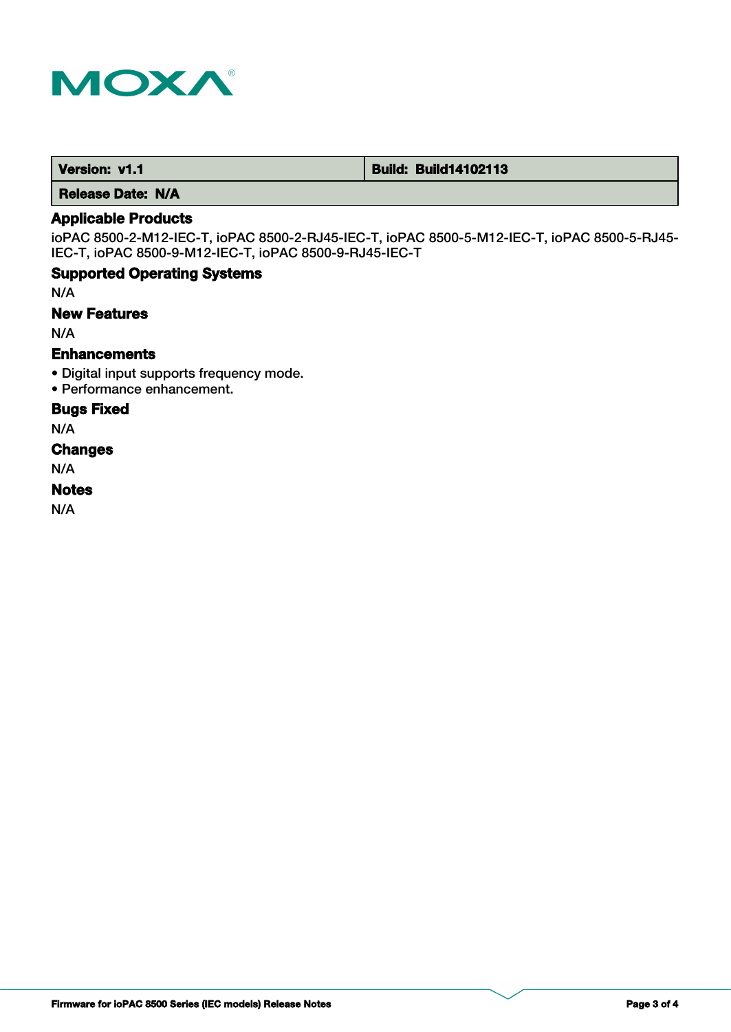| Version: v1.1 | Build: Build14102113 |
| --- | --- |
| Release Date: N/A | |

### Applicable Products

ioPAC 8500-2-M12-IEC-T, ioPAC 8500-2-RJ45-IEC-T, ioPAC 8500-5-M12-IEC-T, ioPAC 8500-5-RJ45-IEC-T, ioPAC 8500-9-M12-IEC-T, ioPAC 8500-9-RJ45-IEC-T

### Supported Operating Systems

N/A

### New Features

N/A

### Enhancements

- Digital input supports frequency mode.
- Performance enhancement.

### Bugs Fixed

N/A

### Changes

N/A

### Notes

N/A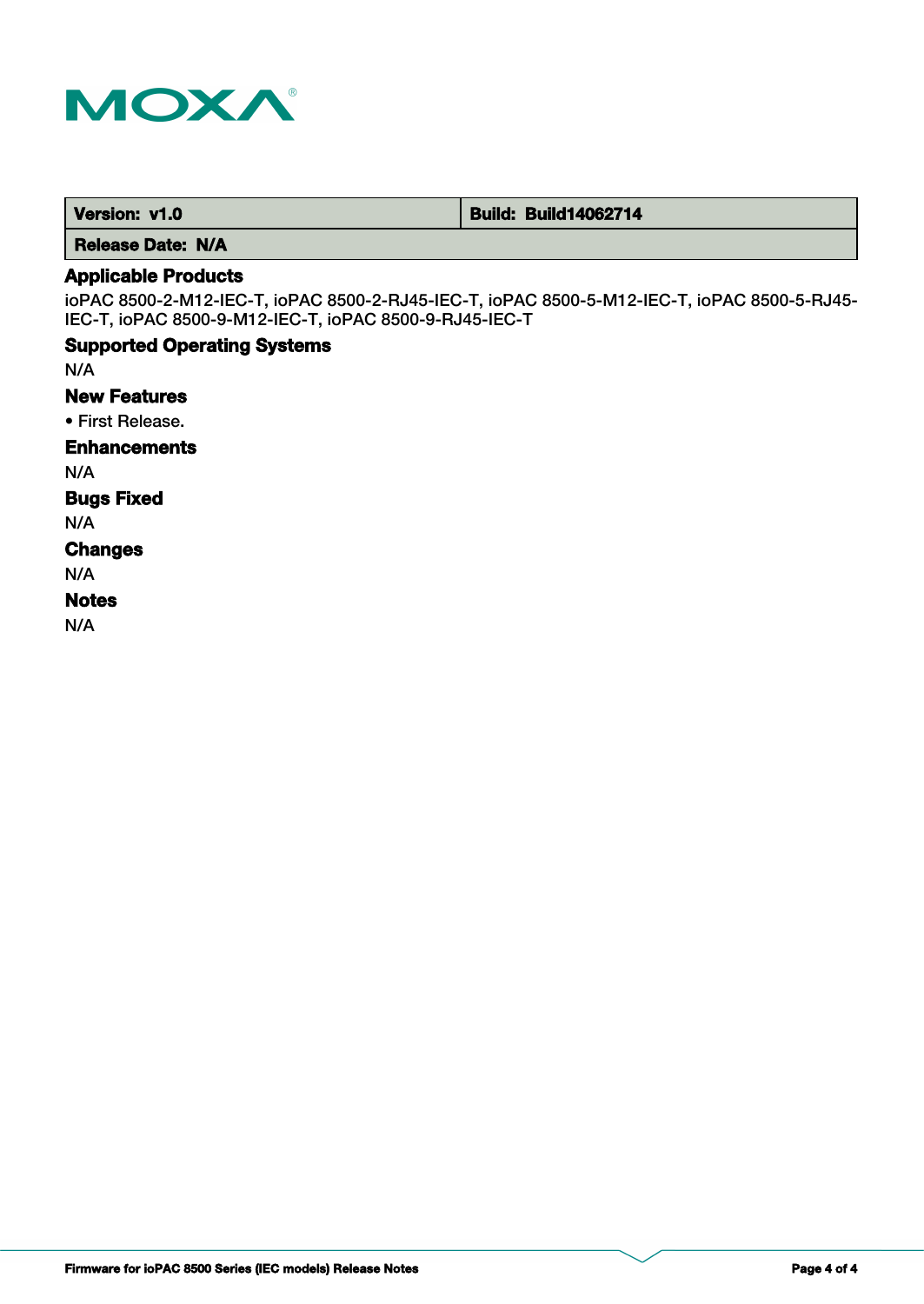| Version: v1.0 | Build: Build14062714 |
| --- | --- |
| Release Date: N/A | |

### Applicable Products

ioPAC 8500-2-M12-IEC-T, ioPAC 8500-2-RJ45-IEC-T, ioPAC 8500-5-M12-IEC-T, ioPAC 8500-5-RJ45-IEC-T, ioPAC 8500-9-M12-IEC-T, ioPAC 8500-9-RJ45-IEC-T

### Supported Operating Systems

N/A

### New Features

- First Release.

### Enhancements

N/A

### Bugs Fixed

N/A

### Changes

N/A

### Notes

N/A